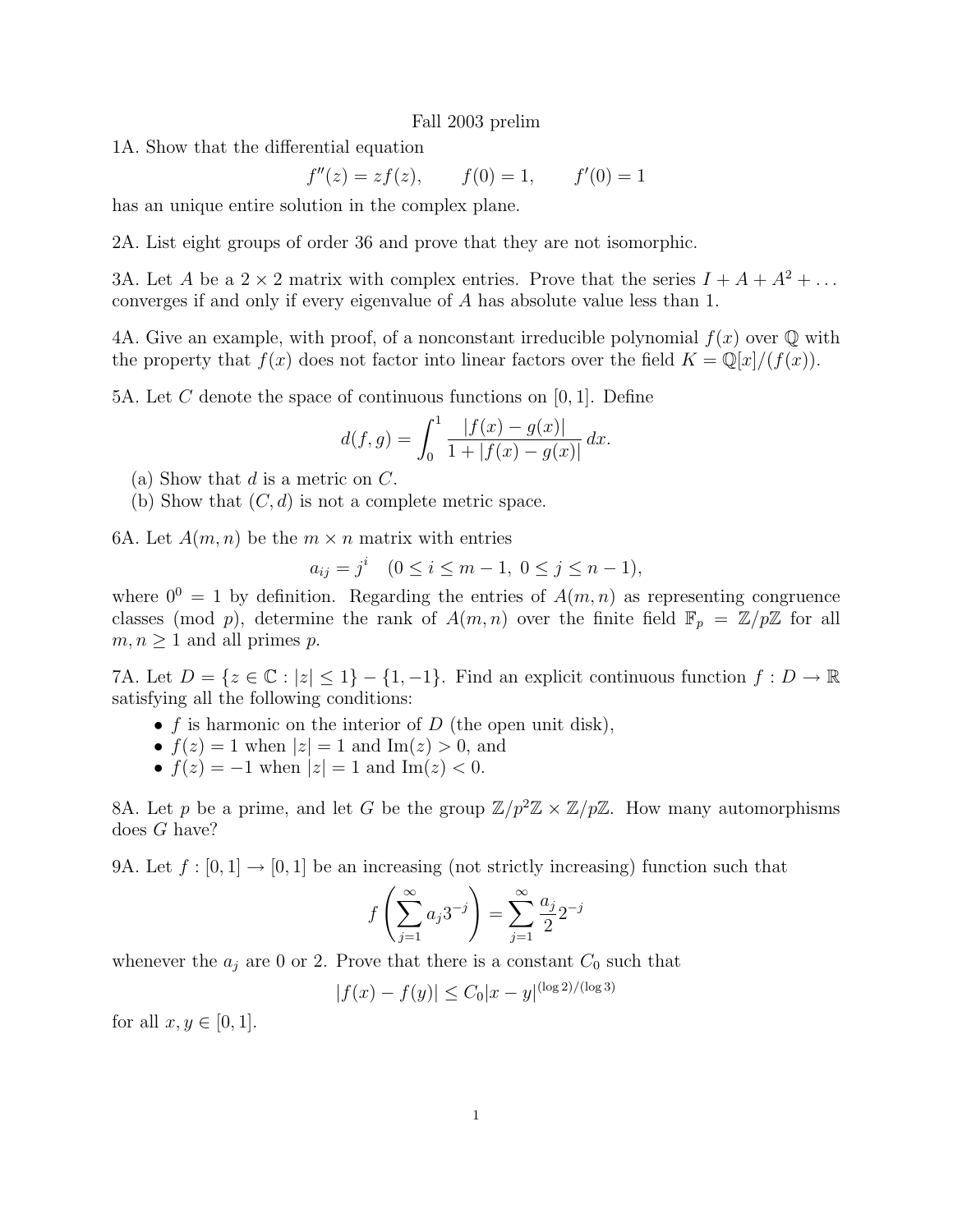# Fall 2003 prelim

1A. Show that the differential equation

$$f''(z) = zf(z), \qquad f(0) = 1, \qquad f'(0) = 1$$

has an unique entire solution in the complex plane.

2A. List eight groups of order 36 and prove that they are not isomorphic.

3A. Let $A$ be a $2 \times 2$ matrix with complex entries. Prove that the series $I + A + A^2 + \ldots$ converges if and only if every eigenvalue of $A$ has absolute value less than 1.

4A. Give an example, with proof, of a nonconstant irreducible polynomial $f(x)$ over $\mathbb{Q}$ with the property that $f(x)$ does not factor into linear factors over the field $K = \mathbb{Q}[x]/(f(x))$.

5A. Let $C$ denote the space of continuous functions on $[0, 1]$. Define

$$d(f, g) = \int_0^1 \frac{|f(x) - g(x)|}{1 + |f(x) - g(x)|}\, dx.$$

(a) Show that $d$ is a metric on $C$.
(b) Show that $(C, d)$ is not a complete metric space.

6A. Let $A(m, n)$ be the $m \times n$ matrix with entries

$$a_{ij} = j^i \quad (0 \le i \le m - 1,\ 0 \le j \le n - 1),$$

where $0^0 = 1$ by definition. Regarding the entries of $A(m, n)$ as representing congruence classes (mod $p$), determine the rank of $A(m, n)$ over the finite field $\mathbb{F}_p = \mathbb{Z}/p\mathbb{Z}$ for all $m, n \ge 1$ and all primes $p$.

7A. Let $D = \{z \in \mathbb{C} : |z| \le 1\} - \{1, -1\}$. Find an explicit continuous function $f : D \to \mathbb{R}$ satisfying all the following conditions:

- $f$ is harmonic on the interior of $D$ (the open unit disk),
- $f(z) = 1$ when $|z| = 1$ and $\mathrm{Im}(z) > 0$, and
- $f(z) = -1$ when $|z| = 1$ and $\mathrm{Im}(z) < 0$.

8A. Let $p$ be a prime, and let $G$ be the group $\mathbb{Z}/p^2\mathbb{Z} \times \mathbb{Z}/p\mathbb{Z}$. How many automorphisms does $G$ have?

9A. Let $f : [0, 1] \to [0, 1]$ be an increasing (not strictly increasing) function such that

$$f\left(\sum_{j=1}^{\infty} a_j 3^{-j}\right) = \sum_{j=1}^{\infty} \frac{a_j}{2} 2^{-j}$$

whenever the $a_j$ are 0 or 2. Prove that there is a constant $C_0$ such that

$$|f(x) - f(y)| \le C_0 |x - y|^{(\log 2)/(\log 3)}$$

for all $x, y \in [0, 1]$.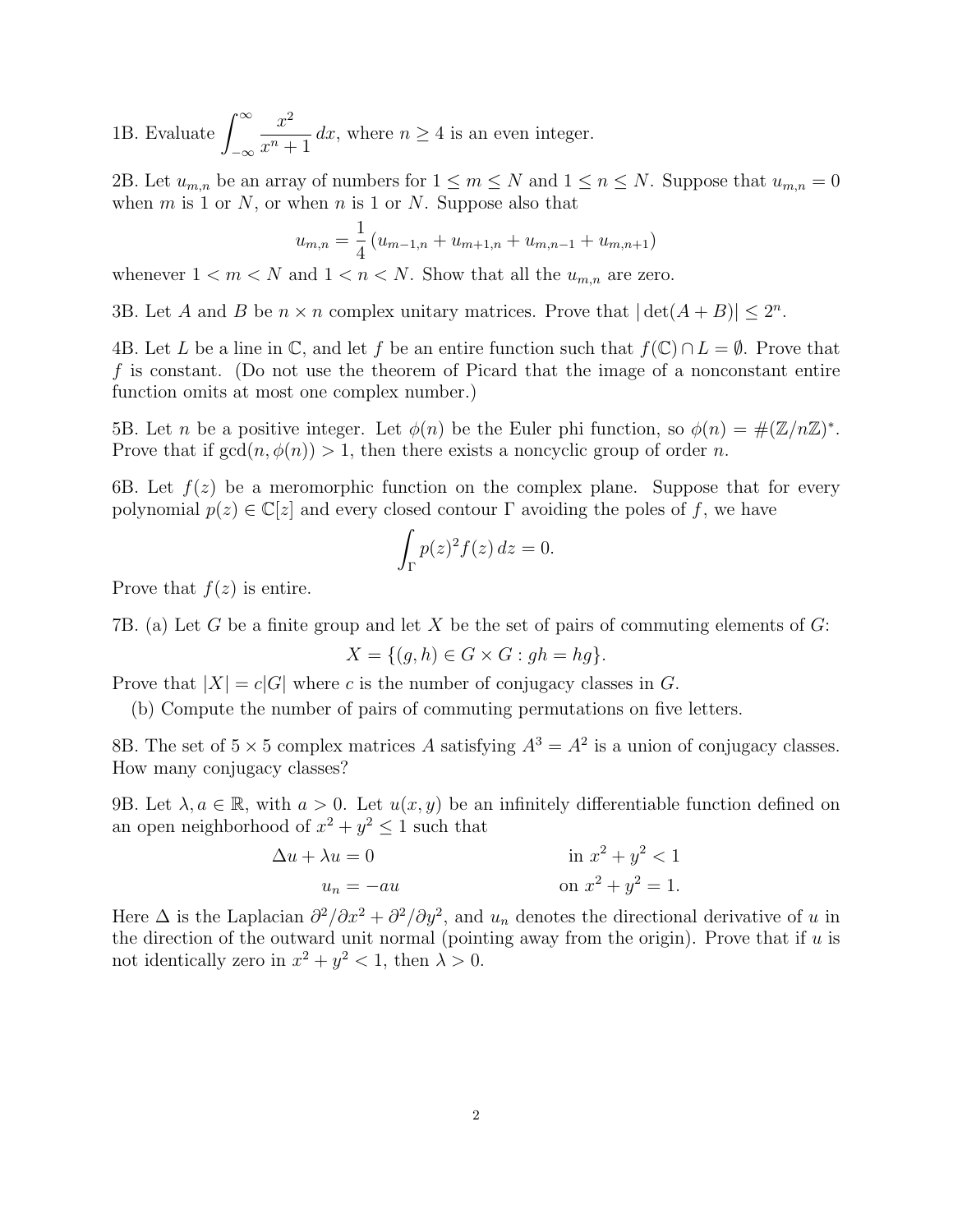1B. Evaluate $\displaystyle\int_{-\infty}^{\infty} \frac{x^2}{x^n+1}\,dx$, where $n \geq 4$ is an even integer.

2B. Let $u_{m,n}$ be an array of numbers for $1 \leq m \leq N$ and $1 \leq n \leq N$. Suppose that $u_{m,n} = 0$ when $m$ is 1 or $N$, or when $n$ is 1 or $N$. Suppose also that

$$u_{m,n} = \frac{1}{4}\left(u_{m-1,n} + u_{m+1,n} + u_{m,n-1} + u_{m,n+1}\right)$$

whenever $1 < m < N$ and $1 < n < N$. Show that all the $u_{m,n}$ are zero.

3B. Let $A$ and $B$ be $n \times n$ complex unitary matrices. Prove that $|\det(A+B)| \leq 2^n$.

4B. Let $L$ be a line in $\mathbb{C}$, and let $f$ be an entire function such that $f(\mathbb{C}) \cap L = \emptyset$. Prove that $f$ is constant. (Do not use the theorem of Picard that the image of a nonconstant entire function omits at most one complex number.)

5B. Let $n$ be a positive integer. Let $\phi(n)$ be the Euler phi function, so $\phi(n) = \#(\mathbb{Z}/n\mathbb{Z})^*$. Prove that if $\gcd(n, \phi(n)) > 1$, then there exists a noncyclic group of order $n$.

6B. Let $f(z)$ be a meromorphic function on the complex plane. Suppose that for every polynomial $p(z) \in \mathbb{C}[z]$ and every closed contour $\Gamma$ avoiding the poles of $f$, we have

$$\int_\Gamma p(z)^2 f(z)\,dz = 0.$$

Prove that $f(z)$ is entire.

7B. (a) Let $G$ be a finite group and let $X$ be the set of pairs of commuting elements of $G$:

$$X = \{(g,h) \in G \times G : gh = hg\}.$$

Prove that $|X| = c|G|$ where $c$ is the number of conjugacy classes in $G$.

(b) Compute the number of pairs of commuting permutations on five letters.

8B. The set of $5 \times 5$ complex matrices $A$ satisfying $A^3 = A^2$ is a union of conjugacy classes. How many conjugacy classes?

9B. Let $\lambda, a \in \mathbb{R}$, with $a > 0$. Let $u(x,y)$ be an infinitely differentiable function defined on an open neighborhood of $x^2 + y^2 \leq 1$ such that

$$\Delta u + \lambda u = 0 \qquad \text{in } x^2 + y^2 < 1$$

$$u_n = -au \qquad \text{on } x^2 + y^2 = 1.$$

Here $\Delta$ is the Laplacian $\partial^2/\partial x^2 + \partial^2/\partial y^2$, and $u_n$ denotes the directional derivative of $u$ in the direction of the outward unit normal (pointing away from the origin). Prove that if $u$ is not identically zero in $x^2 + y^2 < 1$, then $\lambda > 0$.